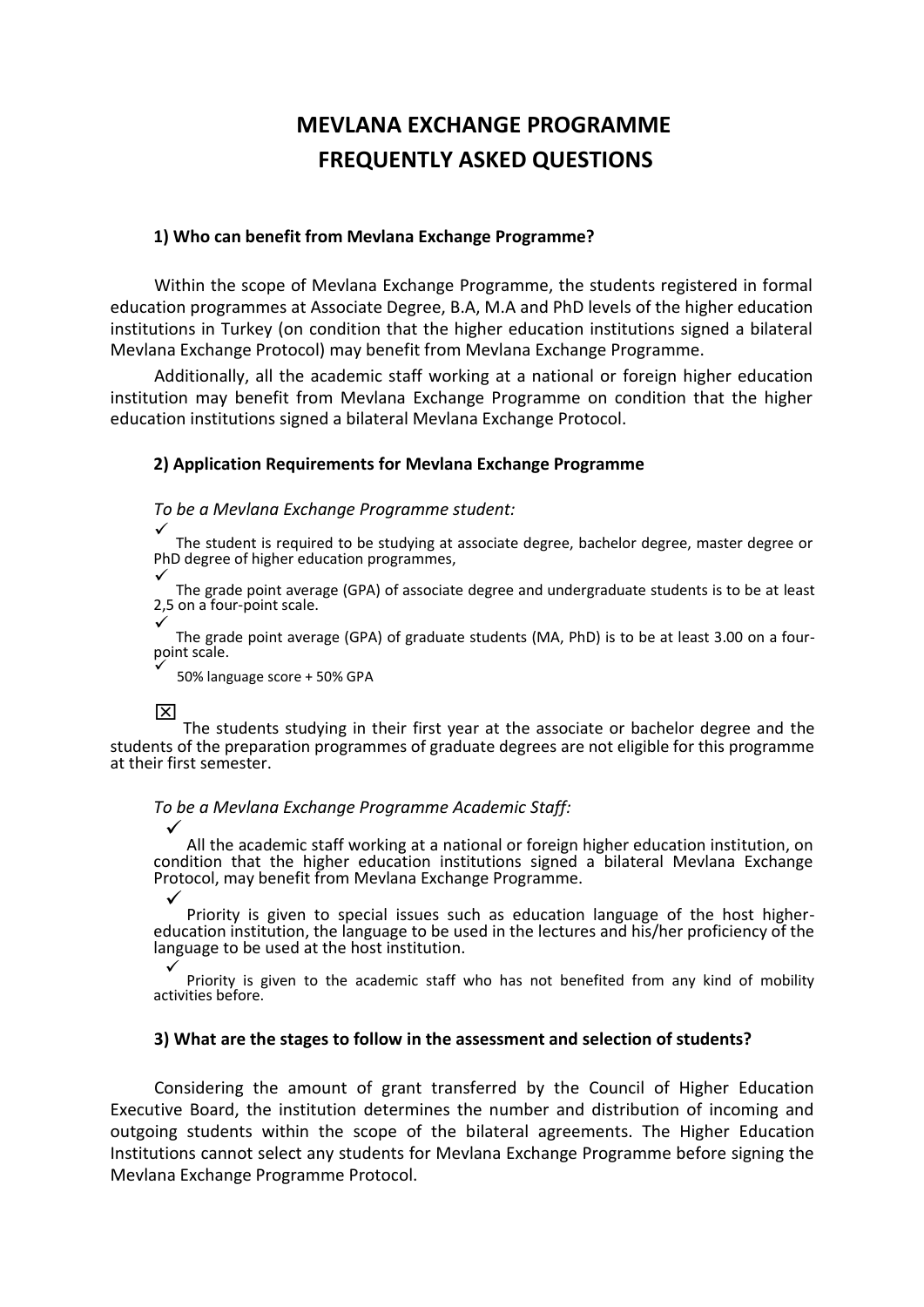# MEVLANA EXCHANGE PROGRAMME
# FREQUENTLY ASKED QUESTIONS

### 1) Who can benefit from Mevlana Exchange Programme?

Within the scope of Mevlana Exchange Programme, the students registered in formal education programmes at Associate Degree, B.A, M.A and PhD levels of the higher education institutions in Turkey (on condition that the higher education institutions signed a bilateral Mevlana Exchange Protocol) may benefit from Mevlana Exchange Programme.

Additionally, all the academic staff working at a national or foreign higher education institution may benefit from Mevlana Exchange Programme on condition that the higher education institutions signed a bilateral Mevlana Exchange Protocol.

### 2) Application Requirements for Mevlana Exchange Programme

*To be a Mevlana Exchange Programme student:*

- ✓ The student is required to be studying at associate degree, bachelor degree, master degree or PhD degree of higher education programmes,
- ✓ The grade point average (GPA) of associate degree and undergraduate students is to be at least 2,5 on a four-point scale.
- ✓ The grade point average (GPA) of graduate students (MA, PhD) is to be at least 3.00 on a four-point scale.
- ✓ 50% language score + 50% GPA

☒ The students studying in their first year at the associate or bachelor degree and the students of the preparation programmes of graduate degrees are not eligible for this programme at their first semester.

*To be a Mevlana Exchange Programme Academic Staff:*

- ✓ All the academic staff working at a national or foreign higher education institution, on condition that the higher education institutions signed a bilateral Mevlana Exchange Protocol, may benefit from Mevlana Exchange Programme.
- ✓ Priority is given to special issues such as education language of the host higher-education institution, the language to be used in the lectures and his/her proficiency of the language to be used at the host institution.
- ✓ Priority is given to the academic staff who has not benefited from any kind of mobility activities before.

### 3) What are the stages to follow in the assessment and selection of students?

Considering the amount of grant transferred by the Council of Higher Education Executive Board, the institution determines the number and distribution of incoming and outgoing students within the scope of the bilateral agreements. The Higher Education Institutions cannot select any students for Mevlana Exchange Programme before signing the Mevlana Exchange Programme Protocol.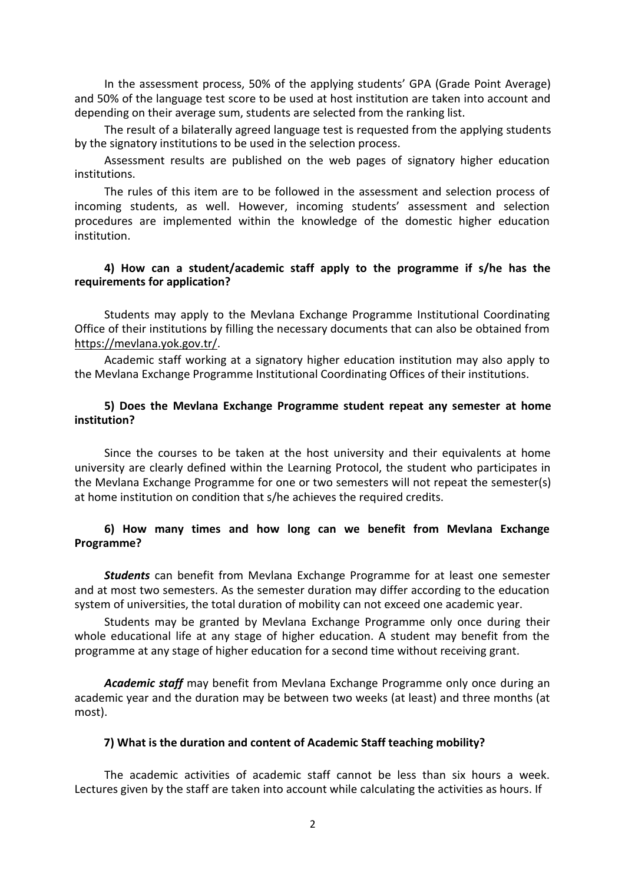In the assessment process, 50% of the applying students' GPA (Grade Point Average) and 50% of the language test score to be used at host institution are taken into account and depending on their average sum, students are selected from the ranking list.

The result of a bilaterally agreed language test is requested from the applying students by the signatory institutions to be used in the selection process.

Assessment results are published on the web pages of signatory higher education institutions.

The rules of this item are to be followed in the assessment and selection process of incoming students, as well. However, incoming students' assessment and selection procedures are implemented within the knowledge of the domestic higher education institution.

**4) How can a student/academic staff apply to the programme if s/he has the requirements for application?**

Students may apply to the Mevlana Exchange Programme Institutional Coordinating Office of their institutions by filling the necessary documents that can also be obtained from https://mevlana.yok.gov.tr/.

Academic staff working at a signatory higher education institution may also apply to the Mevlana Exchange Programme Institutional Coordinating Offices of their institutions.

**5) Does the Mevlana Exchange Programme student repeat any semester at home institution?**

Since the courses to be taken at the host university and their equivalents at home university are clearly defined within the Learning Protocol, the student who participates in the Mevlana Exchange Programme for one or two semesters will not repeat the semester(s) at home institution on condition that s/he achieves the required credits.

**6) How many times and how long can we benefit from Mevlana Exchange Programme?**

***Students*** can benefit from Mevlana Exchange Programme for at least one semester and at most two semesters. As the semester duration may differ according to the education system of universities, the total duration of mobility can not exceed one academic year.

Students may be granted by Mevlana Exchange Programme only once during their whole educational life at any stage of higher education. A student may benefit from the programme at any stage of higher education for a second time without receiving grant.

***Academic staff*** may benefit from Mevlana Exchange Programme only once during an academic year and the duration may be between two weeks (at least) and three months (at most).

**7) What is the duration and content of Academic Staff teaching mobility?**

The academic activities of academic staff cannot be less than six hours a week. Lectures given by the staff are taken into account while calculating the activities as hours. If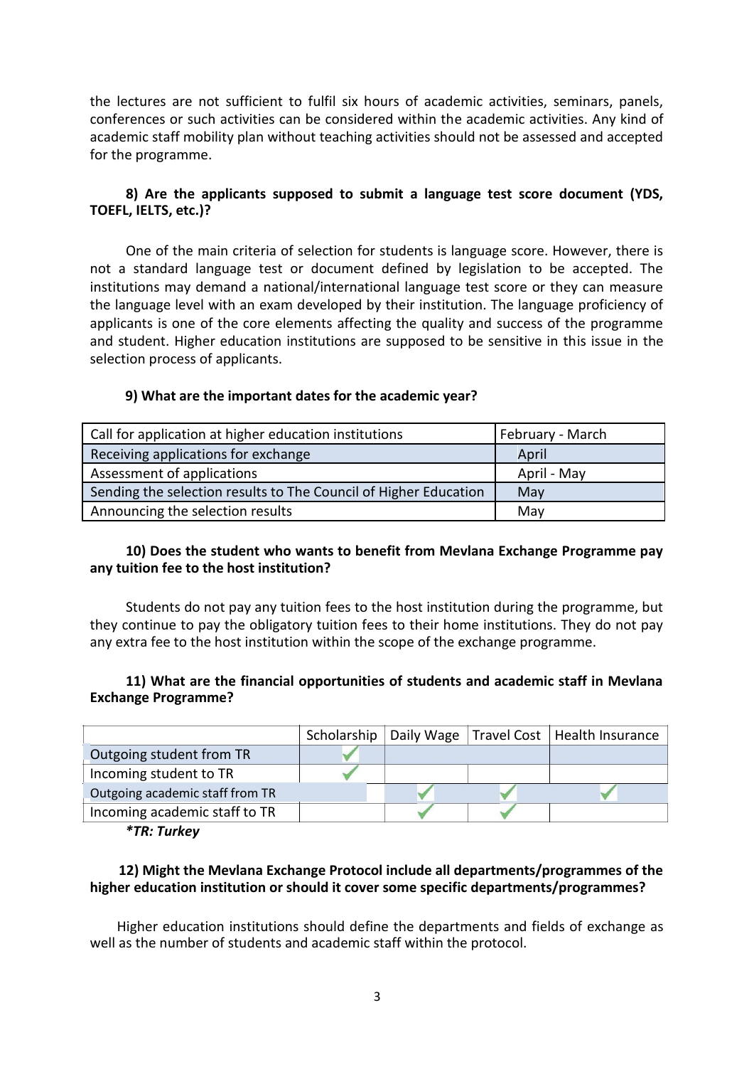the lectures are not sufficient to fulfil six hours of academic activities, seminars, panels, conferences or such activities can be considered within the academic activities. Any kind of academic staff mobility plan without teaching activities should not be assessed and accepted for the programme.

**8) Are the applicants supposed to submit a language test score document (YDS, TOEFL, IELTS, etc.)?**

One of the main criteria of selection for students is language score. However, there is not a standard language test or document defined by legislation to be accepted. The institutions may demand a national/international language test score or they can measure the language level with an exam developed by their institution. The language proficiency of applicants is one of the core elements affecting the quality and success of the programme and student. Higher education institutions are supposed to be sensitive in this issue in the selection process of applicants.

**9) What are the important dates for the academic year?**

| | |
|---|---|
| Call for application at higher education institutions | February - March |
| Receiving applications for exchange | April |
| Assessment of applications | April - May |
| Sending the selection results to The Council of Higher Education | May |
| Announcing the selection results | May |

**10) Does the student who wants to benefit from Mevlana Exchange Programme pay any tuition fee to the host institution?**

Students do not pay any tuition fees to the host institution during the programme, but they continue to pay the obligatory tuition fees to their home institutions. They do not pay any extra fee to the host institution within the scope of the exchange programme.

**11) What are the financial opportunities of students and academic staff in Mevlana Exchange Programme?**

| | Scholarship | Daily Wage | Travel Cost | Health Insurance |
|---|---|---|---|---|
| Outgoing student from TR | ✓ | | | |
| Incoming student to TR | ✓ | | | |
| Outgoing academic staff from TR | | ✓ | ✓ | ✓ |
| Incoming academic staff to TR | | ✓ | ✓ | |

***TR: Turkey**

**12) Might the Mevlana Exchange Protocol include all departments/programmes of the higher education institution or should it cover some specific departments/programmes?**

Higher education institutions should define the departments and fields of exchange as well as the number of students and academic staff within the protocol.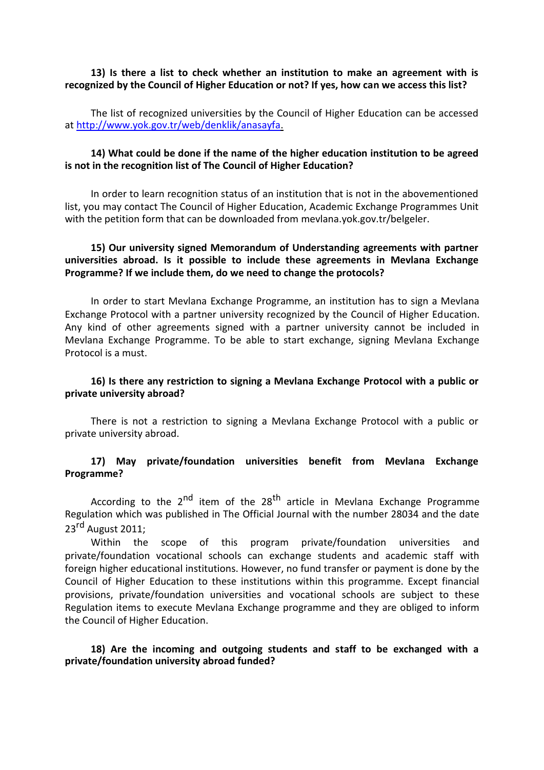**13) Is there a list to check whether an institution to make an agreement with is recognized by the Council of Higher Education or not? If yes, how can we access this list?**

The list of recognized universities by the Council of Higher Education can be accessed at [http://www.yok.gov.tr/web/denklik/anasayfa](http://www.yok.gov.tr/web/denklik/anasayfa).

**14) What could be done if the name of the higher education institution to be agreed is not in the recognition list of The Council of Higher Education?**

In order to learn recognition status of an institution that is not in the abovementioned list, you may contact The Council of Higher Education, Academic Exchange Programmes Unit with the petition form that can be downloaded from mevlana.yok.gov.tr/belgeler.

**15) Our university signed Memorandum of Understanding agreements with partner universities abroad. Is it possible to include these agreements in Mevlana Exchange Programme? If we include them, do we need to change the protocols?**

In order to start Mevlana Exchange Programme, an institution has to sign a Mevlana Exchange Protocol with a partner university recognized by the Council of Higher Education. Any kind of other agreements signed with a partner university cannot be included in Mevlana Exchange Programme. To be able to start exchange, signing Mevlana Exchange Protocol is a must.

**16) Is there any restriction to signing a Mevlana Exchange Protocol with a public or private university abroad?**

There is not a restriction to signing a Mevlana Exchange Protocol with a public or private university abroad.

**17) May private/foundation universities benefit from Mevlana Exchange Programme?**

According to the 2nd item of the 28th article in Mevlana Exchange Programme Regulation which was published in The Official Journal with the number 28034 and the date 23rd August 2011;

Within the scope of this program private/foundation universities and private/foundation vocational schools can exchange students and academic staff with foreign higher educational institutions. However, no fund transfer or payment is done by the Council of Higher Education to these institutions within this programme. Except financial provisions, private/foundation universities and vocational schools are subject to these Regulation items to execute Mevlana Exchange programme and they are obliged to inform the Council of Higher Education.

**18) Are the incoming and outgoing students and staff to be exchanged with a private/foundation university abroad funded?**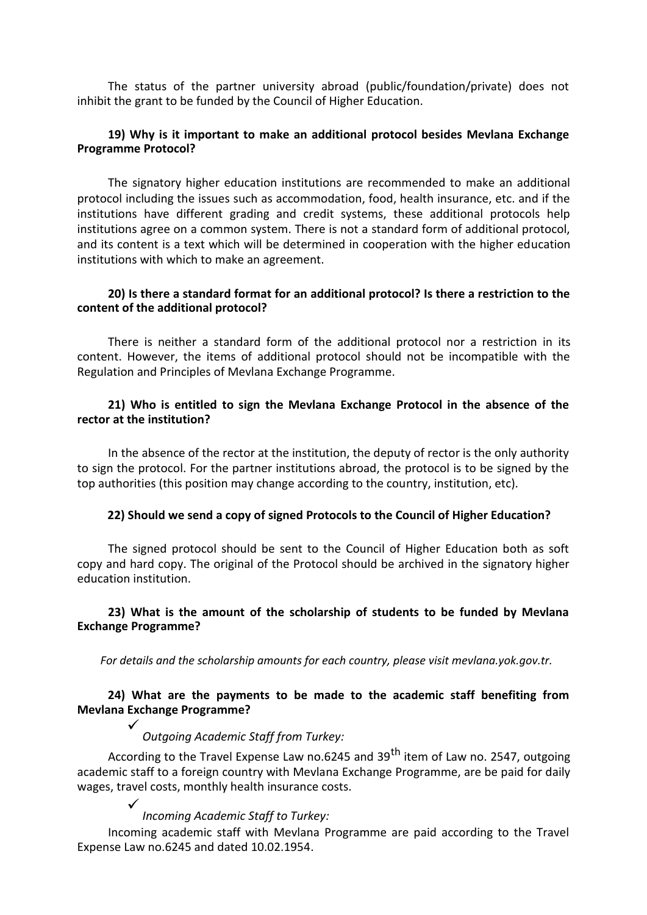The status of the partner university abroad (public/foundation/private) does not inhibit the grant to be funded by the Council of Higher Education.

**19) Why is it important to make an additional protocol besides Mevlana Exchange Programme Protocol?**

The signatory higher education institutions are recommended to make an additional protocol including the issues such as accommodation, food, health insurance, etc. and if the institutions have different grading and credit systems, these additional protocols help institutions agree on a common system. There is not a standard form of additional protocol, and its content is a text which will be determined in cooperation with the higher education institutions with which to make an agreement.

**20) Is there a standard format for an additional protocol? Is there a restriction to the content of the additional protocol?**

There is neither a standard form of the additional protocol nor a restriction in its content. However, the items of additional protocol should not be incompatible with the Regulation and Principles of Mevlana Exchange Programme.

**21) Who is entitled to sign the Mevlana Exchange Protocol in the absence of the rector at the institution?**

In the absence of the rector at the institution, the deputy of rector is the only authority to sign the protocol. For the partner institutions abroad, the protocol is to be signed by the top authorities (this position may change according to the country, institution, etc).

**22) Should we send a copy of signed Protocols to the Council of Higher Education?**

The signed protocol should be sent to the Council of Higher Education both as soft copy and hard copy. The original of the Protocol should be archived in the signatory higher education institution.

**23) What is the amount of the scholarship of students to be funded by Mevlana Exchange Programme?**

*For details and the scholarship amounts for each country, please visit mevlana.yok.gov.tr.*

**24) What are the payments to be made to the academic staff benefiting from Mevlana Exchange Programme?**

✓ *Outgoing Academic Staff from Turkey:*

According to the Travel Expense Law no.6245 and 39th item of Law no. 2547, outgoing academic staff to a foreign country with Mevlana Exchange Programme, are be paid for daily wages, travel costs, monthly health insurance costs.

✓ *Incoming Academic Staff to Turkey:*

Incoming academic staff with Mevlana Programme are paid according to the Travel Expense Law no.6245 and dated 10.02.1954.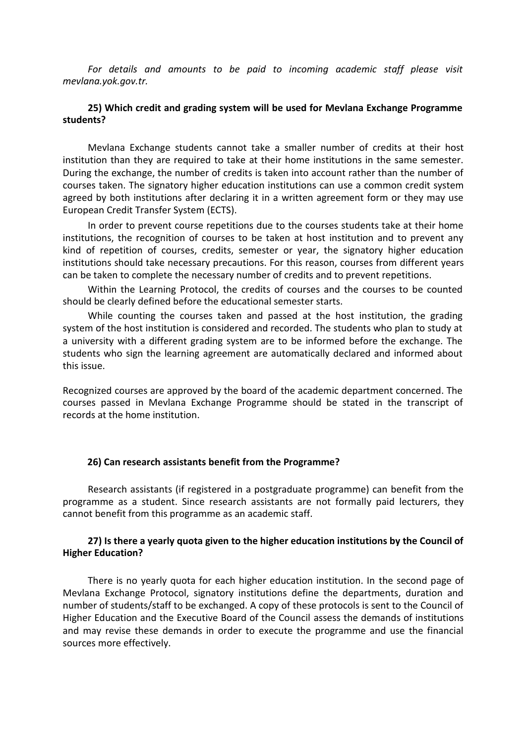*For details and amounts to be paid to incoming academic staff please visit mevlana.yok.gov.tr.*

**25) Which credit and grading system will be used for Mevlana Exchange Programme students?**

Mevlana Exchange students cannot take a smaller number of credits at their host institution than they are required to take at their home institutions in the same semester. During the exchange, the number of credits is taken into account rather than the number of courses taken. The signatory higher education institutions can use a common credit system agreed by both institutions after declaring it in a written agreement form or they may use European Credit Transfer System (ECTS).

In order to prevent course repetitions due to the courses students take at their home institutions, the recognition of courses to be taken at host institution and to prevent any kind of repetition of courses, credits, semester or year, the signatory higher education institutions should take necessary precautions. For this reason, courses from different years can be taken to complete the necessary number of credits and to prevent repetitions.

Within the Learning Protocol, the credits of courses and the courses to be counted should be clearly defined before the educational semester starts.

While counting the courses taken and passed at the host institution, the grading system of the host institution is considered and recorded. The students who plan to study at a university with a different grading system are to be informed before the exchange. The students who sign the learning agreement are automatically declared and informed about this issue.

Recognized courses are approved by the board of the academic department concerned. The courses passed in Mevlana Exchange Programme should be stated in the transcript of records at the home institution.

**26) Can research assistants benefit from the Programme?**

Research assistants (if registered in a postgraduate programme) can benefit from the programme as a student. Since research assistants are not formally paid lecturers, they cannot benefit from this programme as an academic staff.

**27) Is there a yearly quota given to the higher education institutions by the Council of Higher Education?**

There is no yearly quota for each higher education institution. In the second page of Mevlana Exchange Protocol, signatory institutions define the departments, duration and number of students/staff to be exchanged. A copy of these protocols is sent to the Council of Higher Education and the Executive Board of the Council assess the demands of institutions and may revise these demands in order to execute the programme and use the financial sources more effectively.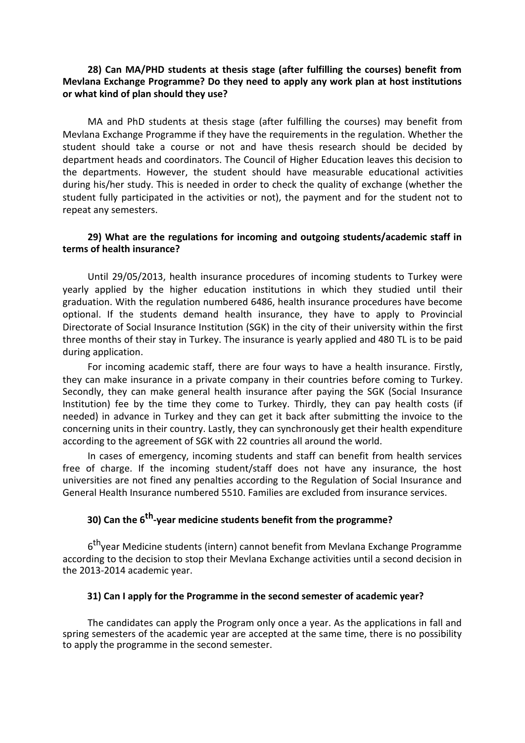**28) Can MA/PHD students at thesis stage (after fulfilling the courses) benefit from Mevlana Exchange Programme? Do they need to apply any work plan at host institutions or what kind of plan should they use?**

MA and PhD students at thesis stage (after fulfilling the courses) may benefit from Mevlana Exchange Programme if they have the requirements in the regulation. Whether the student should take a course or not and have thesis research should be decided by department heads and coordinators. The Council of Higher Education leaves this decision to the departments. However, the student should have measurable educational activities during his/her study. This is needed in order to check the quality of exchange (whether the student fully participated in the activities or not), the payment and for the student not to repeat any semesters.

**29) What are the regulations for incoming and outgoing students/academic staff in terms of health insurance?**

Until 29/05/2013, health insurance procedures of incoming students to Turkey were yearly applied by the higher education institutions in which they studied until their graduation. With the regulation numbered 6486, health insurance procedures have become optional. If the students demand health insurance, they have to apply to Provincial Directorate of Social Insurance Institution (SGK) in the city of their university within the first three months of their stay in Turkey. The insurance is yearly applied and 480 TL is to be paid during application.

For incoming academic staff, there are four ways to have a health insurance. Firstly, they can make insurance in a private company in their countries before coming to Turkey. Secondly, they can make general health insurance after paying the SGK (Social Insurance Institution) fee by the time they come to Turkey. Thirdly, they can pay health costs (if needed) in advance in Turkey and they can get it back after submitting the invoice to the concerning units in their country. Lastly, they can synchronously get their health expenditure according to the agreement of SGK with 22 countries all around the world.

In cases of emergency, incoming students and staff can benefit from health services free of charge. If the incoming student/staff does not have any insurance, the host universities are not fined any penalties according to the Regulation of Social Insurance and General Health Insurance numbered 5510. Families are excluded from insurance services.

**30) Can the 6th-year medicine students benefit from the programme?**

6th year Medicine students (intern) cannot benefit from Mevlana Exchange Programme according to the decision to stop their Mevlana Exchange activities until a second decision in the 2013-2014 academic year.

**31) Can I apply for the Programme in the second semester of academic year?**

The candidates can apply the Program only once a year. As the applications in fall and spring semesters of the academic year are accepted at the same time, there is no possibility to apply the programme in the second semester.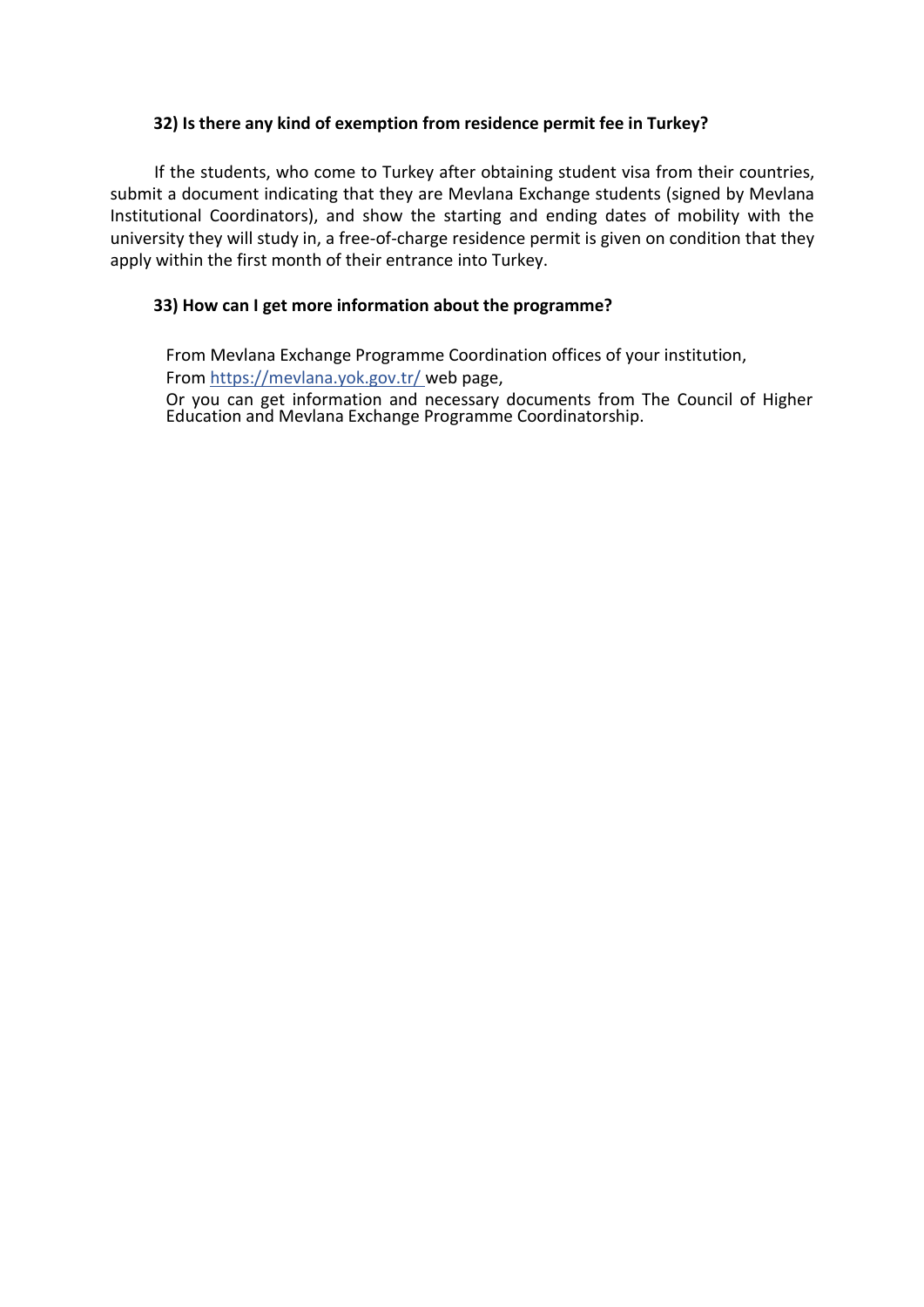**32) Is there any kind of exemption from residence permit fee in Turkey?**

If the students, who come to Turkey after obtaining student visa from their countries, submit a document indicating that they are Mevlana Exchange students (signed by Mevlana Institutional Coordinators), and show the starting and ending dates of mobility with the university they will study in, a free-of-charge residence permit is given on condition that they apply within the first month of their entrance into Turkey.

**33) How can I get more information about the programme?**

From Mevlana Exchange Programme Coordination offices of your institution,
From https://mevlana.yok.gov.tr/ web page,
Or you can get information and necessary documents from The Council of Higher Education and Mevlana Exchange Programme Coordinatorship.